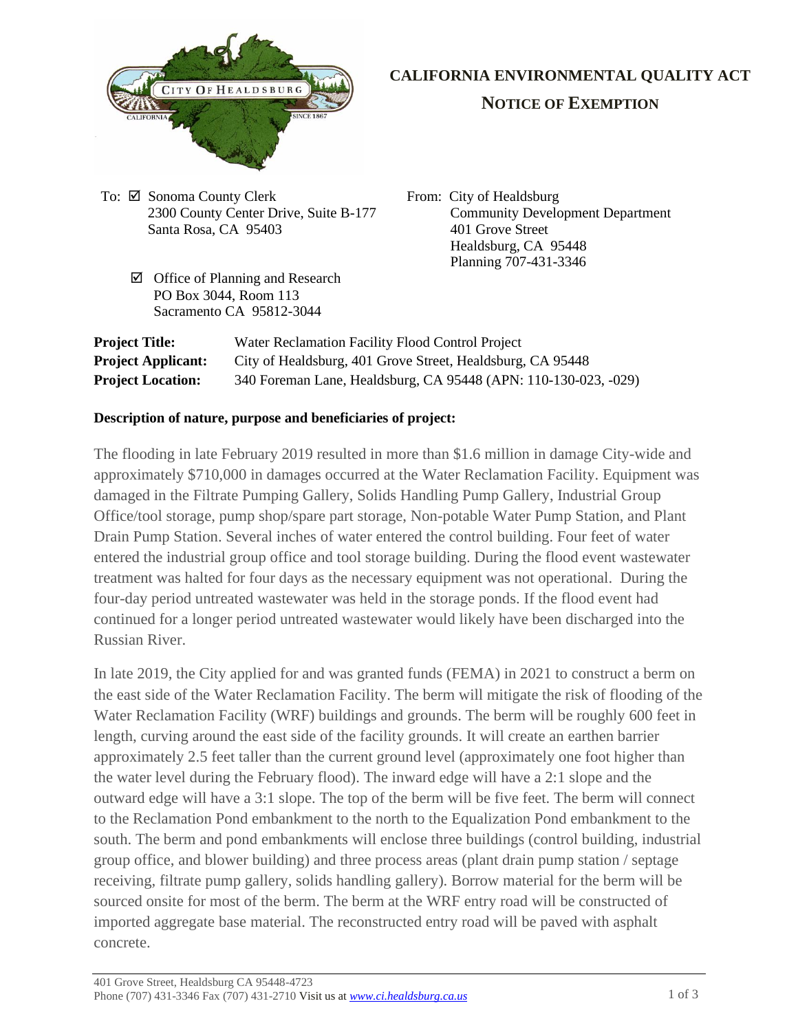# CALIFORNIA ENVIRONMENTAL QUALITY ACT

## NOTICE OF EXEMPTION

To: ☑ Sonoma County Clerk
2300 County Center Drive, Suite B-177
Santa Rosa, CA 95403

☑ Office of Planning and Research
PO Box 3044, Room 113
Sacramento CA 95812-3044

From: City of Healdsburg
Community Development Department
401 Grove Street
Healdsburg, CA 95448
Planning 707-431-3346

**Project Title:** Water Reclamation Facility Flood Control Project
**Project Applicant:** City of Healdsburg, 401 Grove Street, Healdsburg, CA 95448
**Project Location:** 340 Foreman Lane, Healdsburg, CA 95448 (APN: 110-130-023, -029)

**Description of nature, purpose and beneficiaries of project:**

The flooding in late February 2019 resulted in more than $1.6 million in damage City-wide and approximately $710,000 in damages occurred at the Water Reclamation Facility. Equipment was damaged in the Filtrate Pumping Gallery, Solids Handling Pump Gallery, Industrial Group Office/tool storage, pump shop/spare part storage, Non-potable Water Pump Station, and Plant Drain Pump Station. Several inches of water entered the control building. Four feet of water entered the industrial group office and tool storage building. During the flood event wastewater treatment was halted for four days as the necessary equipment was not operational. During the four-day period untreated wastewater was held in the storage ponds. If the flood event had continued for a longer period untreated wastewater would likely have been discharged into the Russian River.

In late 2019, the City applied for and was granted funds (FEMA) in 2021 to construct a berm on the east side of the Water Reclamation Facility. The berm will mitigate the risk of flooding of the Water Reclamation Facility (WRF) buildings and grounds. The berm will be roughly 600 feet in length, curving around the east side of the facility grounds. It will create an earthen barrier approximately 2.5 feet taller than the current ground level (approximately one foot higher than the water level during the February flood). The inward edge will have a 2:1 slope and the outward edge will have a 3:1 slope. The top of the berm will be five feet. The berm will connect to the Reclamation Pond embankment to the north to the Equalization Pond embankment to the south. The berm and pond embankments will enclose three buildings (control building, industrial group office, and blower building) and three process areas (plant drain pump station / septage receiving, filtrate pump gallery, solids handling gallery). Borrow material for the berm will be sourced onsite for most of the berm. The berm at the WRF entry road will be constructed of imported aggregate base material. The reconstructed entry road will be paved with asphalt concrete.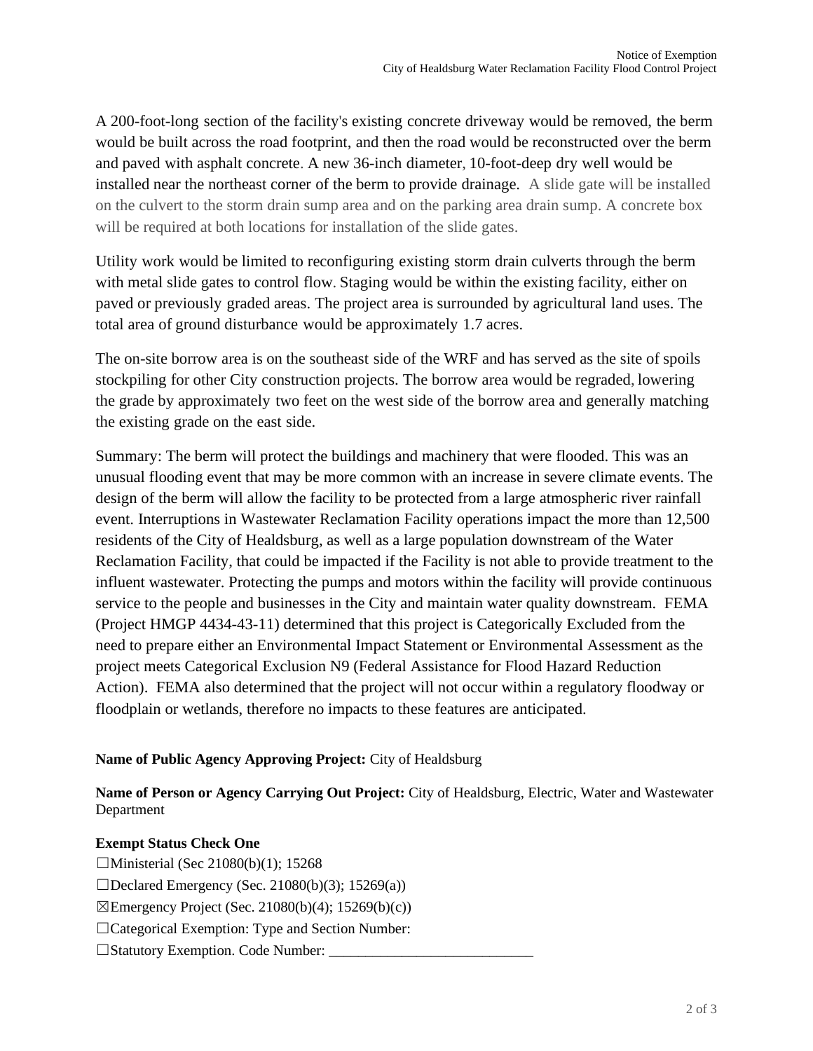A 200-foot-long section of the facility's existing concrete driveway would be removed, the berm would be built across the road footprint, and then the road would be reconstructed over the berm and paved with asphalt concrete. A new 36-inch diameter, 10-foot-deep dry well would be installed near the northeast corner of the berm to provide drainage. A slide gate will be installed on the culvert to the storm drain sump area and on the parking area drain sump. A concrete box will be required at both locations for installation of the slide gates.

Utility work would be limited to reconfiguring existing storm drain culverts through the berm with metal slide gates to control flow. Staging would be within the existing facility, either on paved or previously graded areas. The project area is surrounded by agricultural land uses. The total area of ground disturbance would be approximately 1.7 acres.

The on-site borrow area is on the southeast side of the WRF and has served as the site of spoils stockpiling for other City construction projects. The borrow area would be regraded, lowering the grade by approximately two feet on the west side of the borrow area and generally matching the existing grade on the east side.

Summary: The berm will protect the buildings and machinery that were flooded. This was an unusual flooding event that may be more common with an increase in severe climate events. The design of the berm will allow the facility to be protected from a large atmospheric river rainfall event. Interruptions in Wastewater Reclamation Facility operations impact the more than 12,500 residents of the City of Healdsburg, as well as a large population downstream of the Water Reclamation Facility, that could be impacted if the Facility is not able to provide treatment to the influent wastewater. Protecting the pumps and motors within the facility will provide continuous service to the people and businesses in the City and maintain water quality downstream. FEMA (Project HMGP 4434-43-11) determined that this project is Categorically Excluded from the need to prepare either an Environmental Impact Statement or Environmental Assessment as the project meets Categorical Exclusion N9 (Federal Assistance for Flood Hazard Reduction Action). FEMA also determined that the project will not occur within a regulatory floodway or floodplain or wetlands, therefore no impacts to these features are anticipated.

**Name of Public Agency Approving Project:** City of Healdsburg

**Name of Person or Agency Carrying Out Project:** City of Healdsburg, Electric, Water and Wastewater Department

**Exempt Status Check One**

☐Ministerial (Sec 21080(b)(1); 15268

☐Declared Emergency (Sec. 21080(b)(3); 15269(a))

☒Emergency Project (Sec. 21080(b)(4); 15269(b)(c))

☐Categorical Exemption: Type and Section Number:

☐Statutory Exemption. Code Number: ___________________________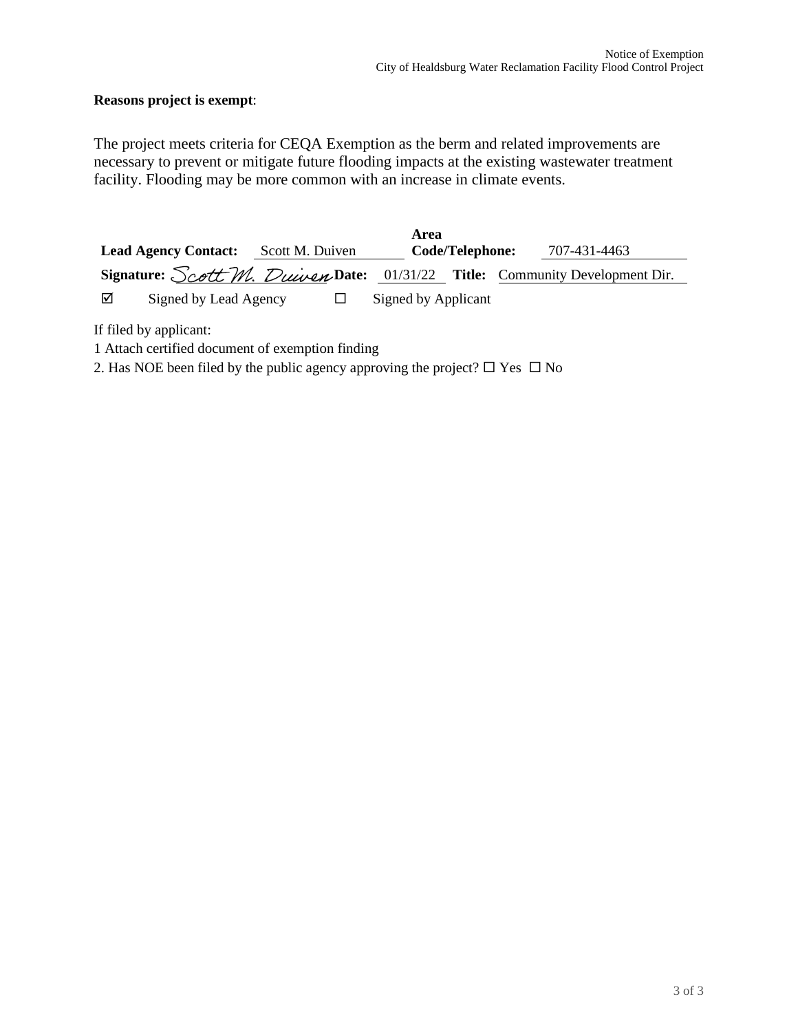**Reasons project is exempt**:

The project meets criteria for CEQA Exemption as the berm and related improvements are necessary to prevent or mitigate future flooding impacts at the existing wastewater treatment facility. Flooding may be more common with an increase in climate events.

| | | | |
|---|---|---|---|
| **Lead Agency Contact:** | Scott M. Duiven | **Area Code/Telephone:** | 707-431-4463 |
| **Signature:** Scott M. Duiven | **Date:** 01/31/22 | **Title:** | Community Development Dir. |

☑ Signed by Lead Agency ☐ Signed by Applicant

If filed by applicant:

1 Attach certified document of exemption finding

2. Has NOE been filed by the public agency approving the project? ☐ Yes ☐ No